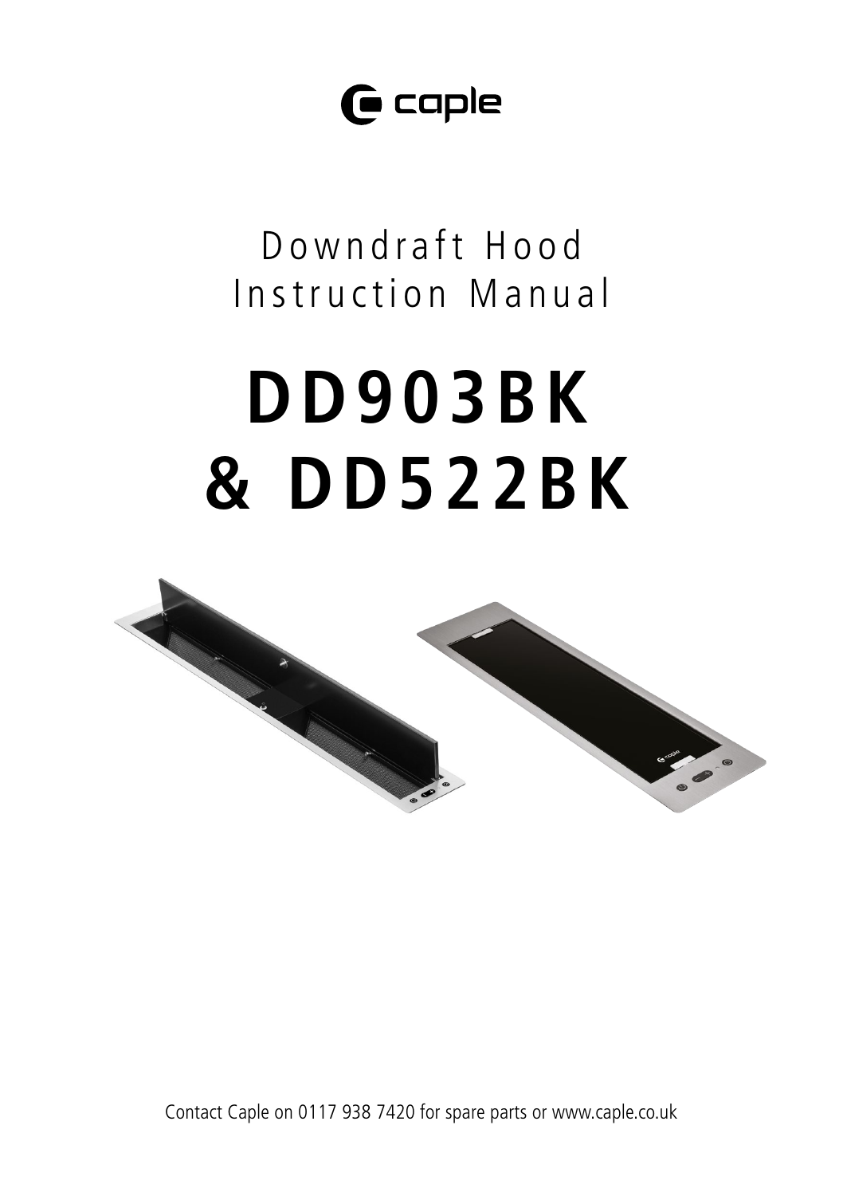caple

# Downdraft Hood Instruction Manual

# DD903BK & DD522BK

Contact Caple on 0117 938 7420 for spare parts or www.caple.co.uk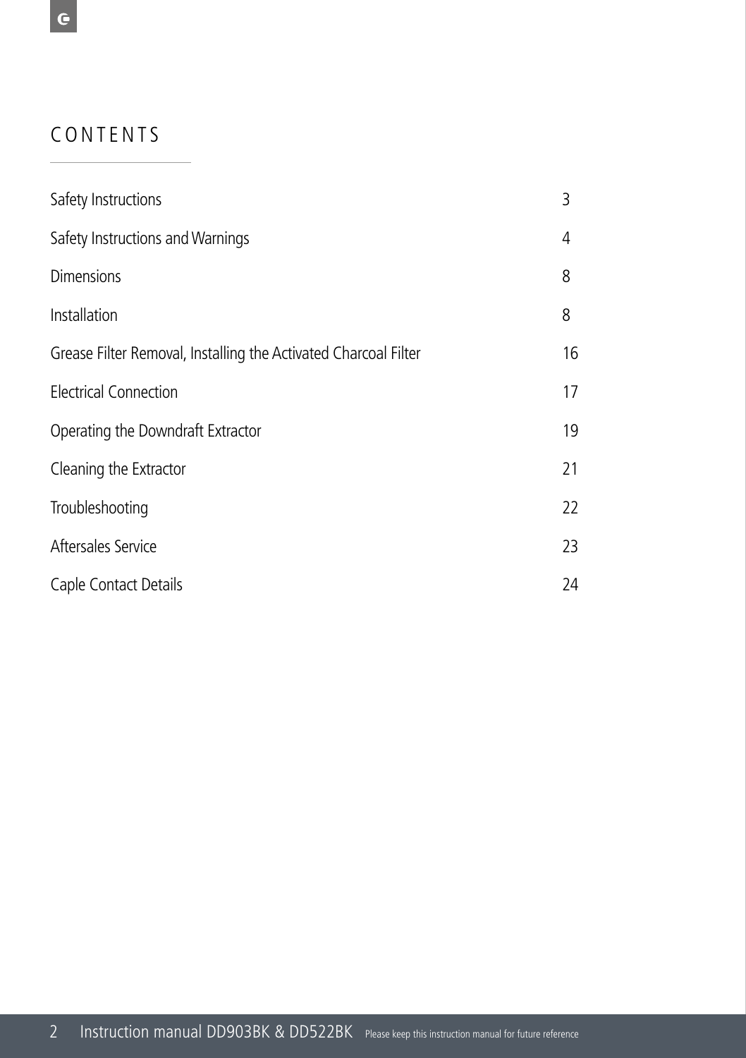# CONTENTS

| | |
|---|---|
| Safety Instructions | 3 |
| Safety Instructions and Warnings | 4 |
| Dimensions | 8 |
| Installation | 8 |
| Grease Filter Removal, Installing the Activated Charcoal Filter | 16 |
| Electrical Connection | 17 |
| Operating the Downdraft Extractor | 19 |
| Cleaning the Extractor | 21 |
| Troubleshooting | 22 |
| Aftersales Service | 23 |
| Caple Contact Details | 24 |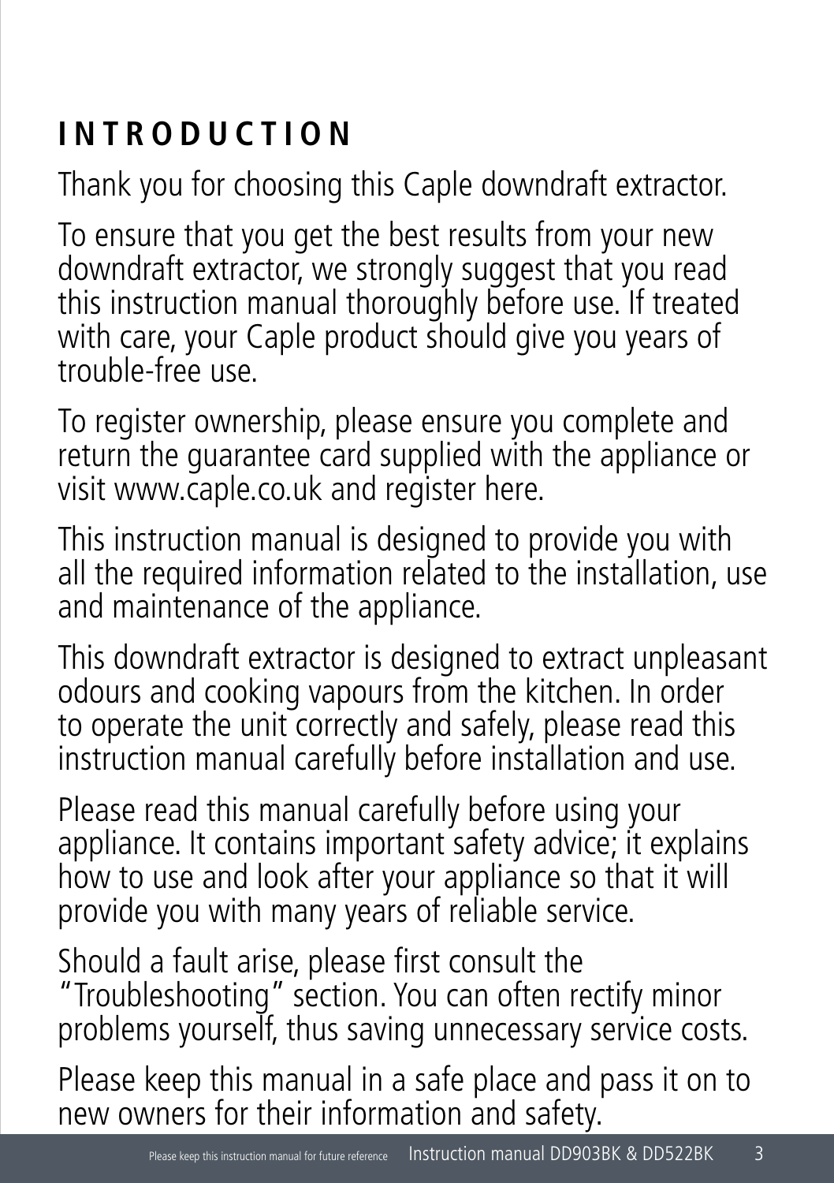# INTRODUCTION

Thank you for choosing this Caple downdraft extractor.

To ensure that you get the best results from your new downdraft extractor, we strongly suggest that you read this instruction manual thoroughly before use. If treated with care, your Caple product should give you years of trouble-free use.

To register ownership, please ensure you complete and return the guarantee card supplied with the appliance or visit www.caple.co.uk and register here.

This instruction manual is designed to provide you with all the required information related to the installation, use and maintenance of the appliance.

This downdraft extractor is designed to extract unpleasant odours and cooking vapours from the kitchen. In order to operate the unit correctly and safely, please read this instruction manual carefully before installation and use.

Please read this manual carefully before using your appliance. It contains important safety advice; it explains how to use and look after your appliance so that it will provide you with many years of reliable service.

Should a fault arise, please first consult the "Troubleshooting" section. You can often rectify minor problems yourself, thus saving unnecessary service costs.

Please keep this manual in a safe place and pass it on to new owners for their information and safety.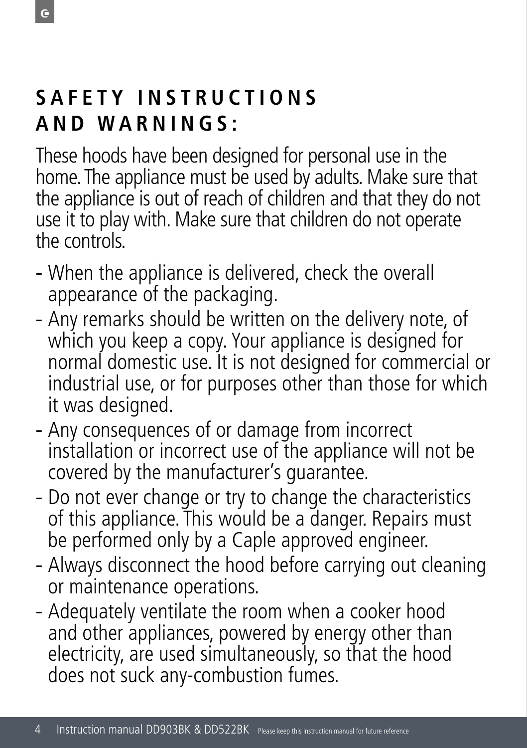# SAFETY INSTRUCTIONS AND WARNINGS:

These hoods have been designed for personal use in the home. The appliance must be used by adults. Make sure that the appliance is out of reach of children and that they do not use it to play with. Make sure that children do not operate the controls.

- When the appliance is delivered, check the overall appearance of the packaging.
- Any remarks should be written on the delivery note, of which you keep a copy. Your appliance is designed for normal domestic use. It is not designed for commercial or industrial use, or for purposes other than those for which it was designed.
- Any consequences of or damage from incorrect installation or incorrect use of the appliance will not be covered by the manufacturer's guarantee.
- Do not ever change or try to change the characteristics of this appliance. This would be a danger. Repairs must be performed only by a Caple approved engineer.
- Always disconnect the hood before carrying out cleaning or maintenance operations.
- Adequately ventilate the room when a cooker hood and other appliances, powered by energy other than electricity, are used simultaneously, so that the hood does not suck any-combustion fumes.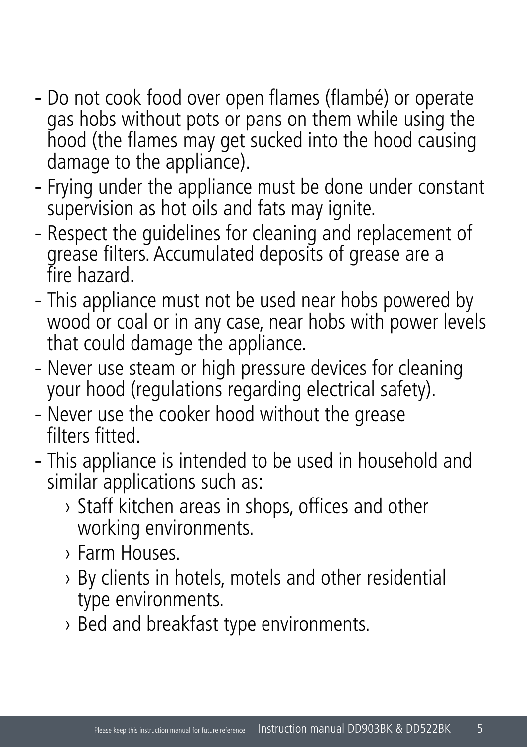- Do not cook food over open flames (flambé) or operate gas hobs without pots or pans on them while using the hood (the flames may get sucked into the hood causing damage to the appliance).
- Frying under the appliance must be done under constant supervision as hot oils and fats may ignite.
- Respect the guidelines for cleaning and replacement of grease filters. Accumulated deposits of grease are a fire hazard.
- This appliance must not be used near hobs powered by wood or coal or in any case, near hobs with power levels that could damage the appliance.
- Never use steam or high pressure devices for cleaning your hood (regulations regarding electrical safety).
- Never use the cooker hood without the grease filters fitted.
- This appliance is intended to be used in household and similar applications such as:
    - Staff kitchen areas in shops, offices and other working environments.
    - Farm Houses.
    - By clients in hotels, motels and other residential type environments.
    - Bed and breakfast type environments.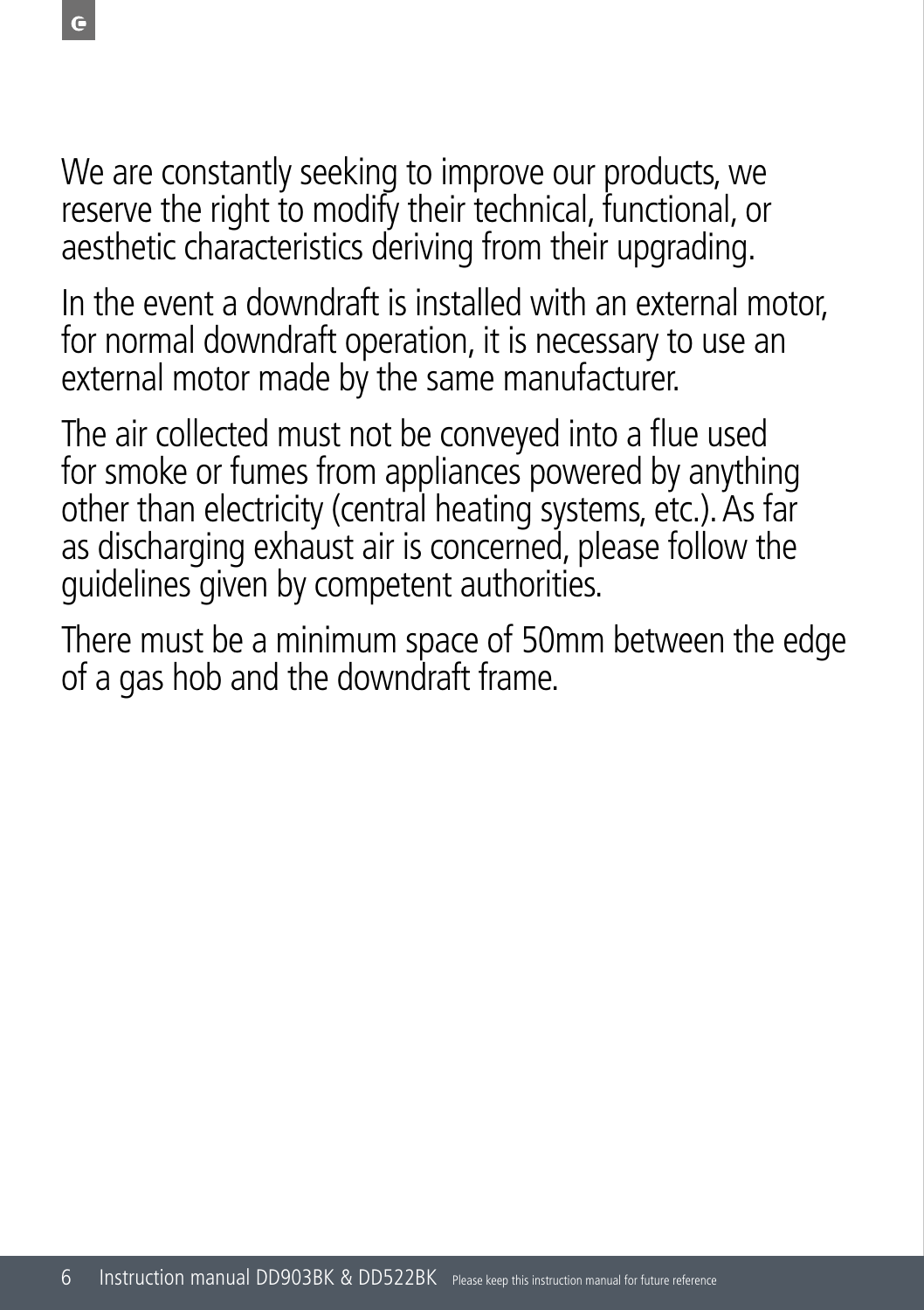We are constantly seeking to improve our products, we reserve the right to modify their technical, functional, or aesthetic characteristics deriving from their upgrading.

In the event a downdraft is installed with an external motor, for normal downdraft operation, it is necessary to use an external motor made by the same manufacturer.

The air collected must not be conveyed into a flue used for smoke or fumes from appliances powered by anything other than electricity (central heating systems, etc.). As far as discharging exhaust air is concerned, please follow the guidelines given by competent authorities.

There must be a minimum space of 50mm between the edge of a gas hob and the downdraft frame.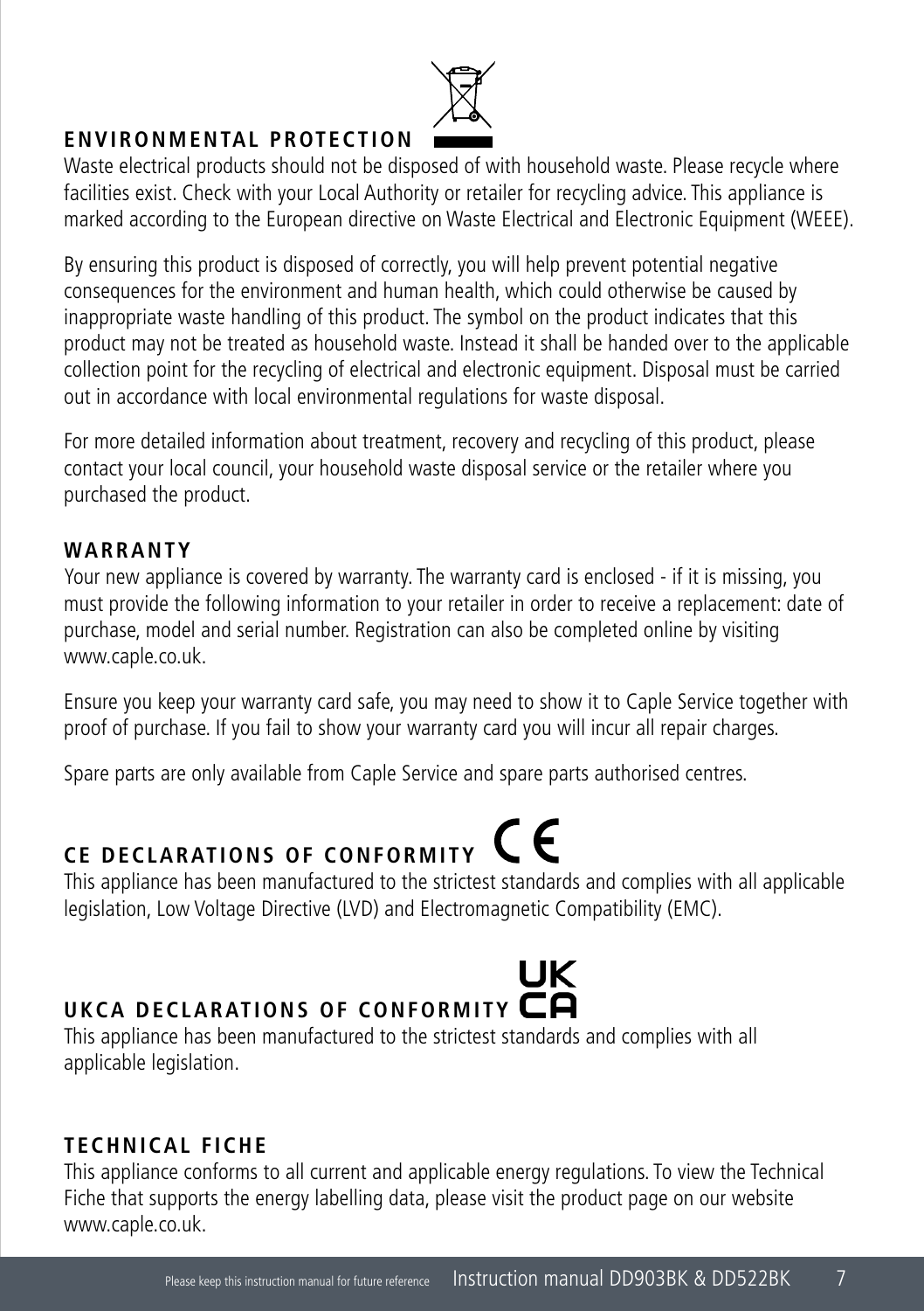## ENVIRONMENTAL PROTECTION

Waste electrical products should not be disposed of with household waste. Please recycle where facilities exist. Check with your Local Authority or retailer for recycling advice. This appliance is marked according to the European directive on Waste Electrical and Electronic Equipment (WEEE).

By ensuring this product is disposed of correctly, you will help prevent potential negative consequences for the environment and human health, which could otherwise be caused by inappropriate waste handling of this product. The symbol on the product indicates that this product may not be treated as household waste. Instead it shall be handed over to the applicable collection point for the recycling of electrical and electronic equipment. Disposal must be carried out in accordance with local environmental regulations for waste disposal.

For more detailed information about treatment, recovery and recycling of this product, please contact your local council, your household waste disposal service or the retailer where you purchased the product.

## WARRANTY

Your new appliance is covered by warranty. The warranty card is enclosed - if it is missing, you must provide the following information to your retailer in order to receive a replacement: date of purchase, model and serial number. Registration can also be completed online by visiting www.caple.co.uk.

Ensure you keep your warranty card safe, you may need to show it to Caple Service together with proof of purchase. If you fail to show your warranty card you will incur all repair charges.

Spare parts are only available from Caple Service and spare parts authorised centres.

## CE DECLARATIONS OF CONFORMITY

This appliance has been manufactured to the strictest standards and complies with all applicable legislation, Low Voltage Directive (LVD) and Electromagnetic Compatibility (EMC).

## UKCA DECLARATIONS OF CONFORMITY

This appliance has been manufactured to the strictest standards and complies with all applicable legislation.

## TECHNICAL FICHE

This appliance conforms to all current and applicable energy regulations. To view the Technical Fiche that supports the energy labelling data, please visit the product page on our website www.caple.co.uk.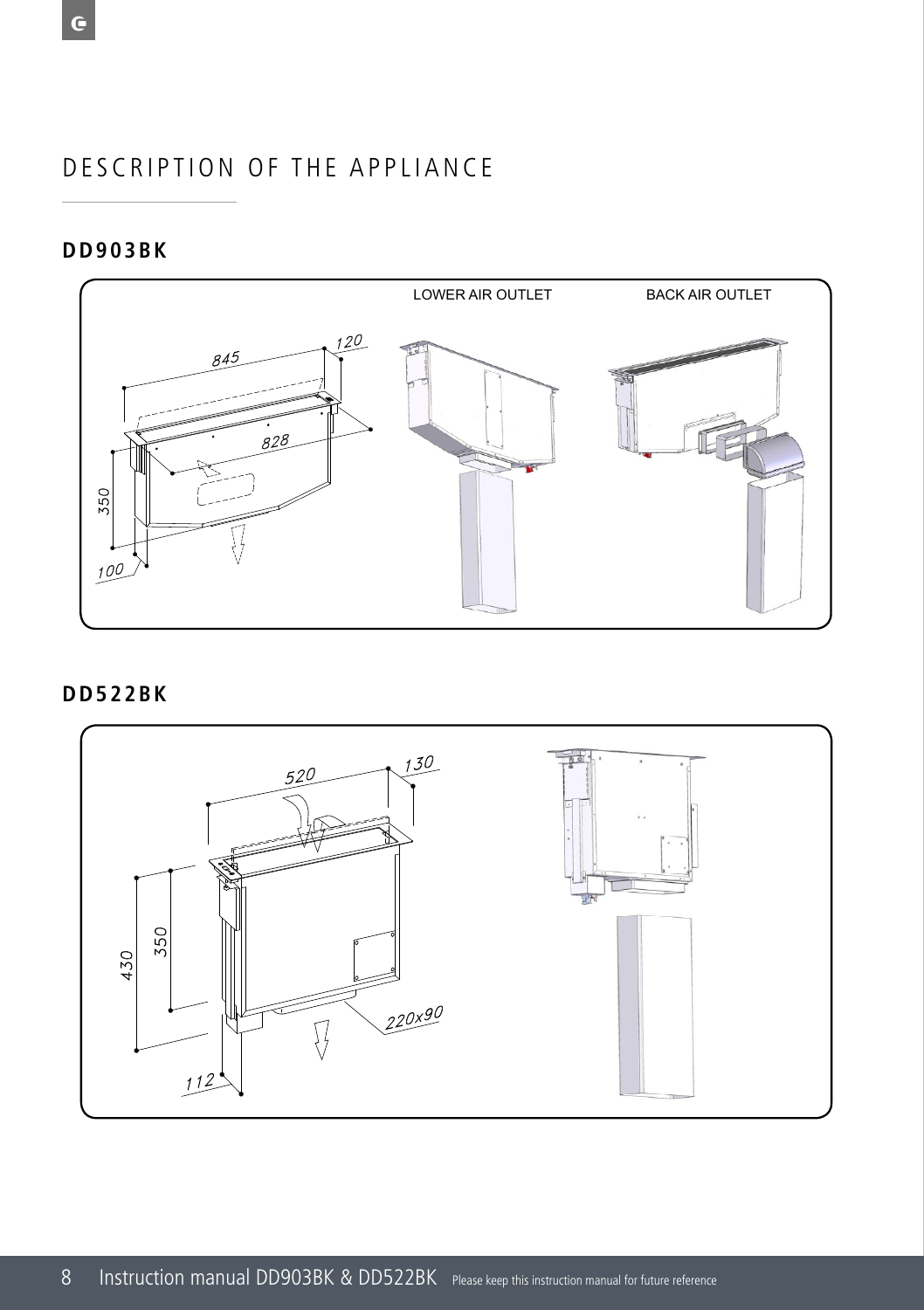# DESCRIPTION OF THE APPLIANCE

## DD903BK

LOWER AIR OUTLET

BACK AIR OUTLET

845

120

828

350

100

## DD522BK

520

130

430

350

220x90

112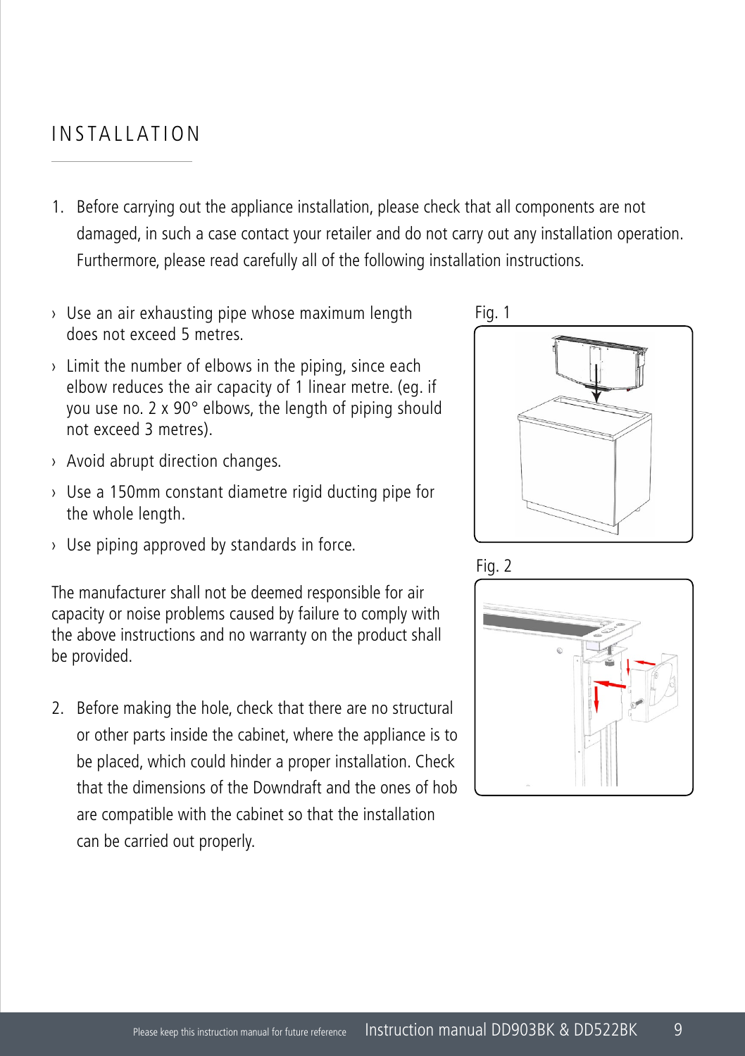# INSTALLATION

1. Before carrying out the appliance installation, please check that all components are not damaged, in such a case contact your retailer and do not carry out any installation operation. Furthermore, please read carefully all of the following installation instructions.

- Use an air exhausting pipe whose maximum length does not exceed 5 metres.
- Limit the number of elbows in the piping, since each elbow reduces the air capacity of 1 linear metre. (eg. if you use no. 2 x 90° elbows, the length of piping should not exceed 3 metres).
- Avoid abrupt direction changes.
- Use a 150mm constant diametre rigid ducting pipe for the whole length.
- Use piping approved by standards in force.

The manufacturer shall not be deemed responsible for air capacity or noise problems caused by failure to comply with the above instructions and no warranty on the product shall be provided.

2. Before making the hole, check that there are no structural or other parts inside the cabinet, where the appliance is to be placed, which could hinder a proper installation. Check that the dimensions of the Downdraft and the ones of hob are compatible with the cabinet so that the installation can be carried out properly.

Fig. 1

Fig. 2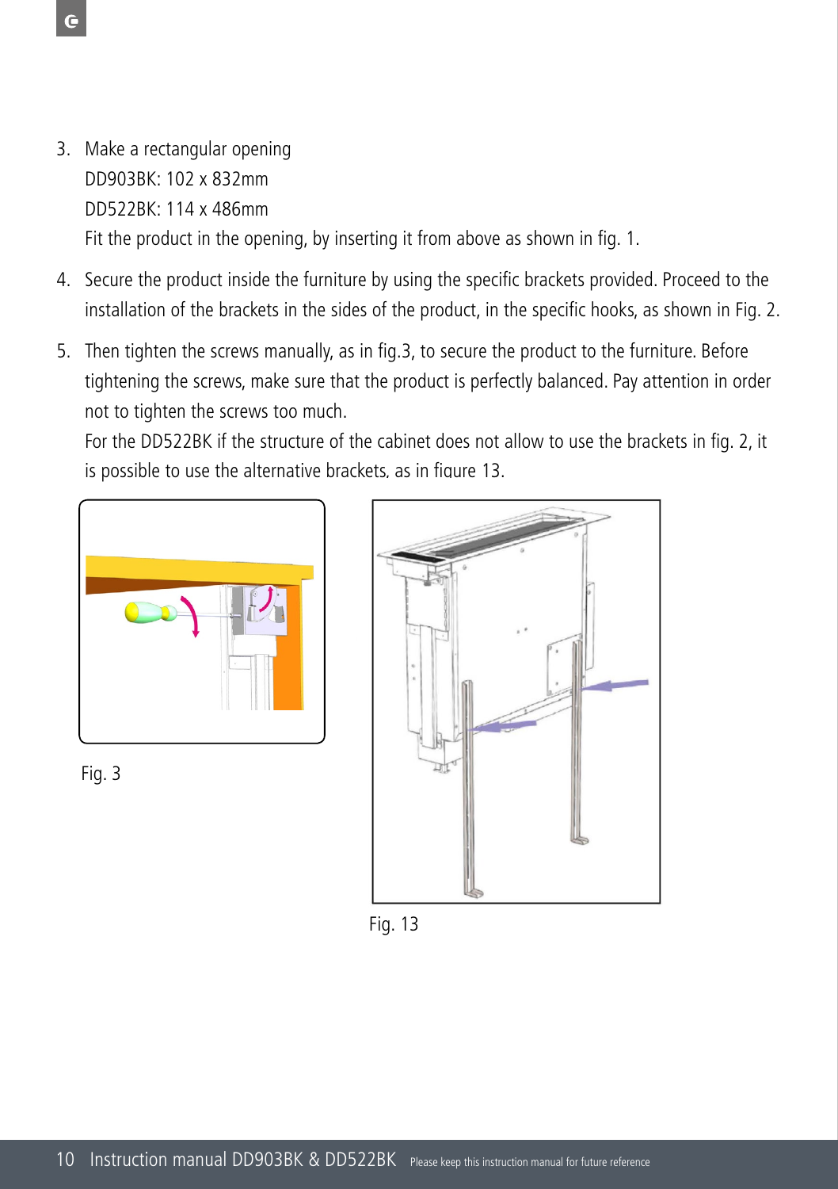3. Make a rectangular opening
   DD903BK: 102 x 832mm
   DD522BK: 114 x 486mm
   Fit the product in the opening, by inserting it from above as shown in fig. 1.
4. Secure the product inside the furniture by using the specific brackets provided. Proceed to the installation of the brackets in the sides of the product, in the specific hooks, as shown in Fig. 2.
5. Then tighten the screws manually, as in fig.3, to secure the product to the furniture. Before tightening the screws, make sure that the product is perfectly balanced. Pay attention in order not to tighten the screws too much.
   For the DD522BK if the structure of the cabinet does not allow to use the brackets in fig. 2, it is possible to use the alternative brackets, as in figure 13.

Fig. 3

Fig. 13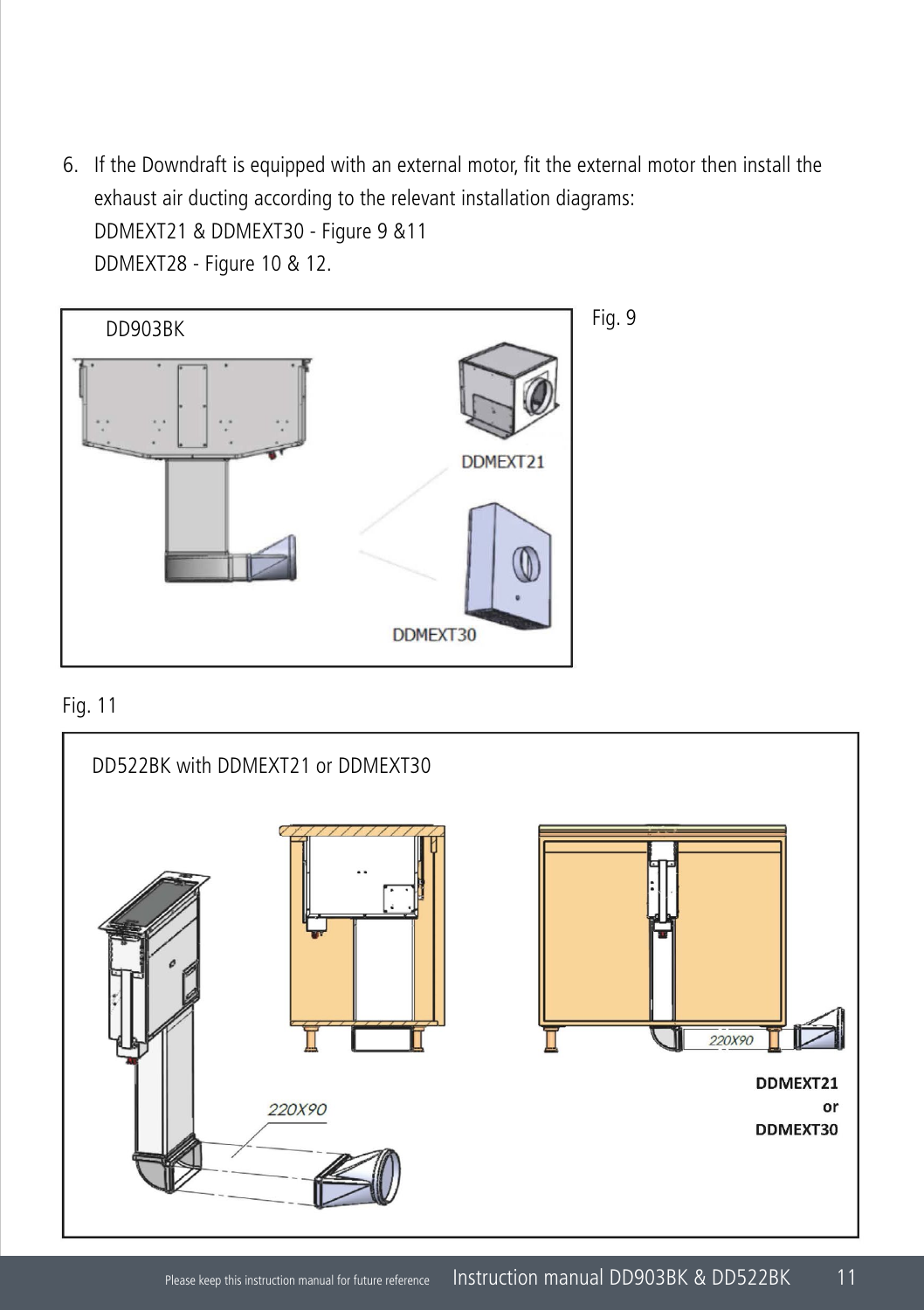6. If the Downdraft is equipped with an external motor, fit the external motor then install the exhaust air ducting according to the relevant installation diagrams:
   DDMEXT21 & DDMEXT30 - Figure 9 &11
   DDMEXT28 - Figure 10 & 12.

DD903BK

DDMEXT21

DDMEXT30

Fig. 9

Fig. 11

DD522BK with DDMEXT21 or DDMEXT30

220X90

220X90

DDMEXT21
or
DDMEXT30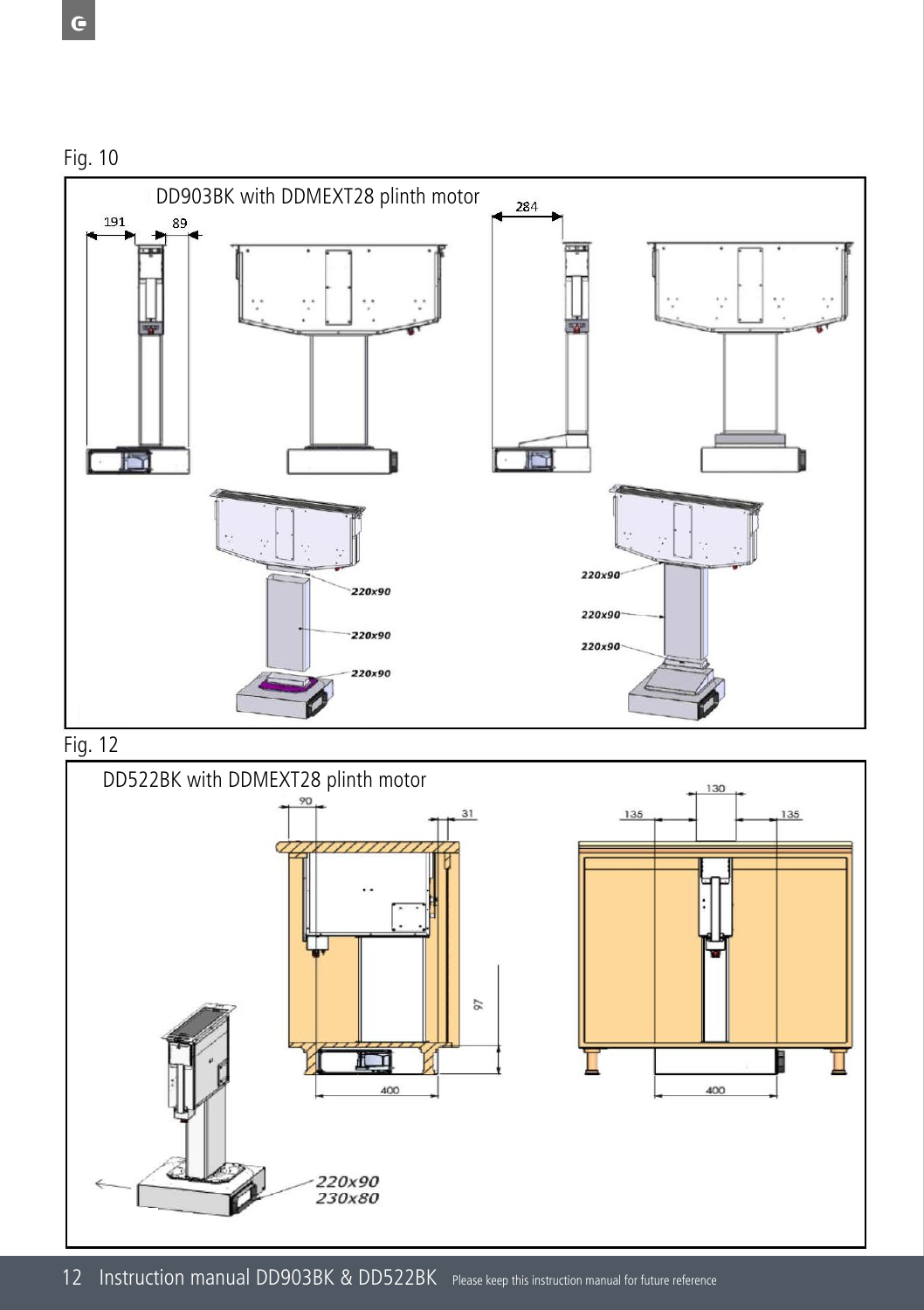Fig. 10

DD903BK with DDMEXT28 plinth motor

191 89 284

220x90

220x90

220x90

220x90

220x90

220x90

Fig. 12

DD522BK with DDMEXT28 plinth motor

90 31 130 135 135

97

400 400

220x90
230x80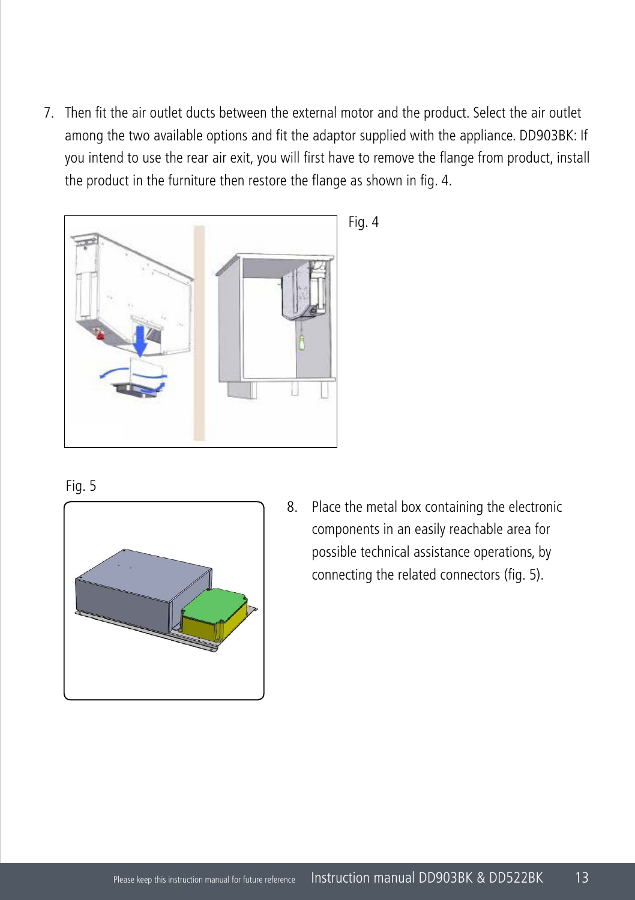7. Then fit the air outlet ducts between the external motor and the product. Select the air outlet among the two available options and fit the adaptor supplied with the appliance. DD903BK: If you intend to use the rear air exit, you will first have to remove the flange from product, install the product in the furniture then restore the flange as shown in fig. 4.

Fig. 4

Fig. 5

8. Place the metal box containing the electronic components in an easily reachable area for possible technical assistance operations, by connecting the related connectors (fig. 5).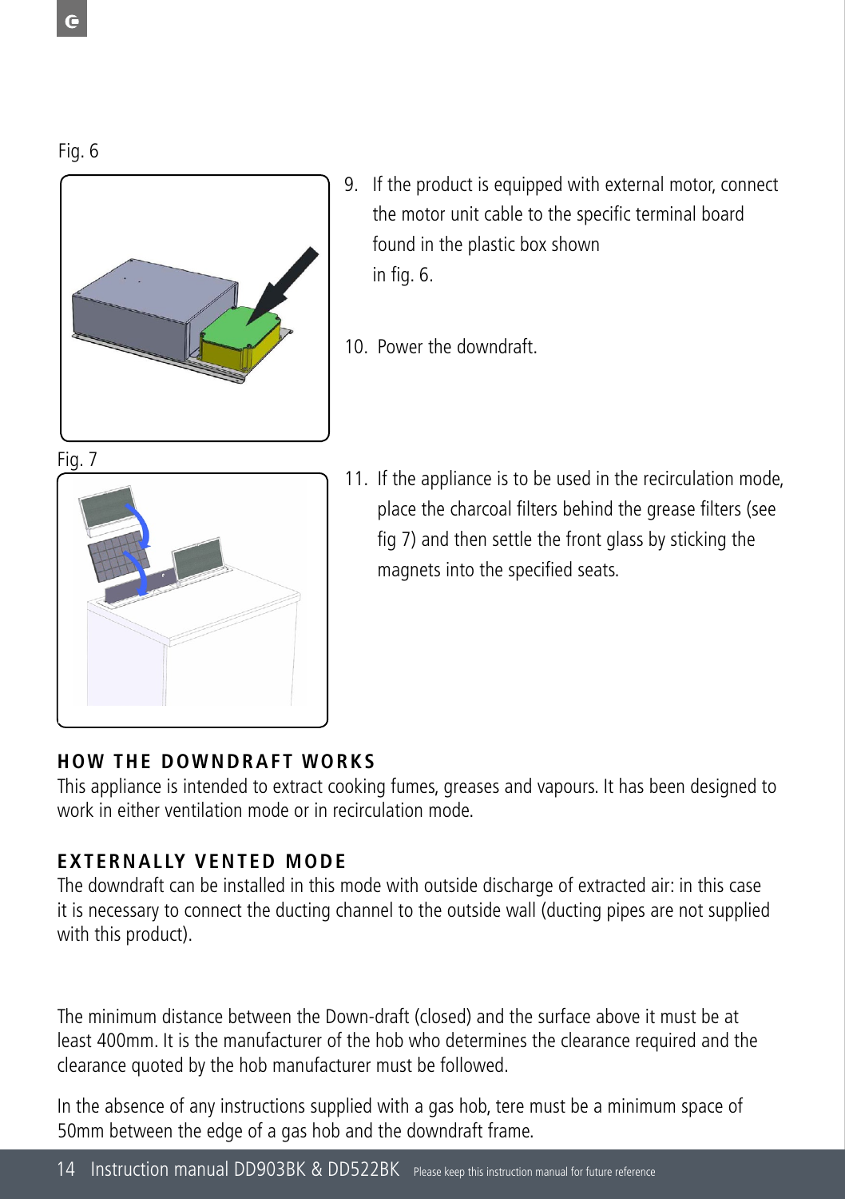Fig. 6

9. If the product is equipped with external motor, connect the motor unit cable to the specific terminal board found in the plastic box shown in fig. 6.

10. Power the downdraft.

Fig. 7

11. If the appliance is to be used in the recirculation mode, place the charcoal filters behind the grease filters (see fig 7) and then settle the front glass by sticking the magnets into the specified seats.

## HOW THE DOWNDRAFT WORKS

This appliance is intended to extract cooking fumes, greases and vapours. It has been designed to work in either ventilation mode or in recirculation mode.

## EXTERNALLY VENTED MODE

The downdraft can be installed in this mode with outside discharge of extracted air: in this case it is necessary to connect the ducting channel to the outside wall (ducting pipes are not supplied with this product).

The minimum distance between the Down-draft (closed) and the surface above it must be at least 400mm. It is the manufacturer of the hob who determines the clearance required and the clearance quoted by the hob manufacturer must be followed.

In the absence of any instructions supplied with a gas hob, tere must be a minimum space of 50mm between the edge of a gas hob and the downdraft frame.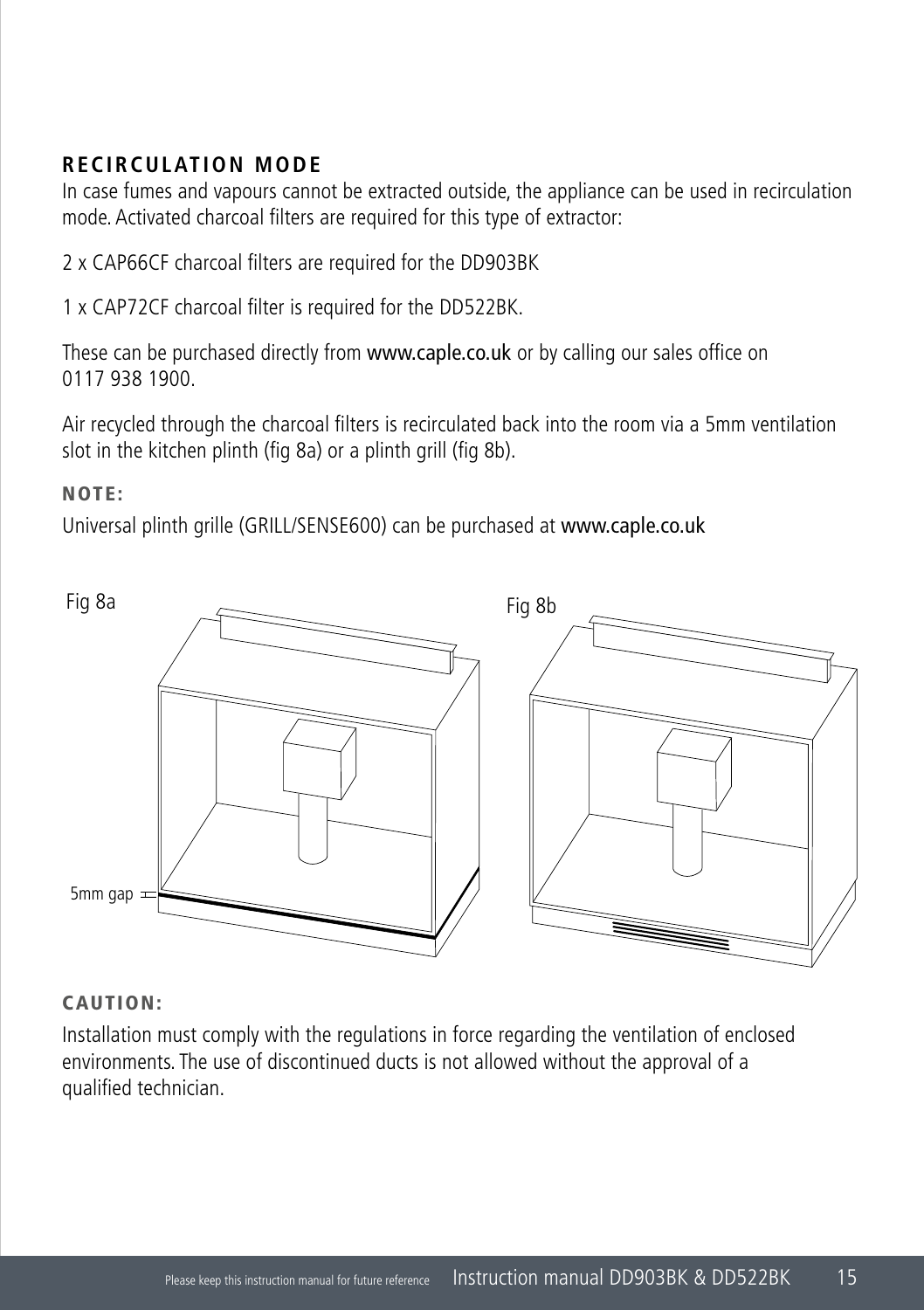## RECIRCULATION MODE

In case fumes and vapours cannot be extracted outside, the appliance can be used in recirculation mode. Activated charcoal filters are required for this type of extractor:

2 x CAP66CF charcoal filters are required for the DD903BK

1 x CAP72CF charcoal filter is required for the DD522BK.

These can be purchased directly from www.caple.co.uk or by calling our sales office on 0117 938 1900.

Air recycled through the charcoal filters is recirculated back into the room via a 5mm ventilation slot in the kitchen plinth (fig 8a) or a plinth grill (fig 8b).

**NOTE:**

Universal plinth grille (GRILL/SENSE600) can be purchased at www.caple.co.uk

Fig 8a

5mm gap

Fig 8b

**CAUTION:**

Installation must comply with the regulations in force regarding the ventilation of enclosed environments. The use of discontinued ducts is not allowed without the approval of a qualified technician.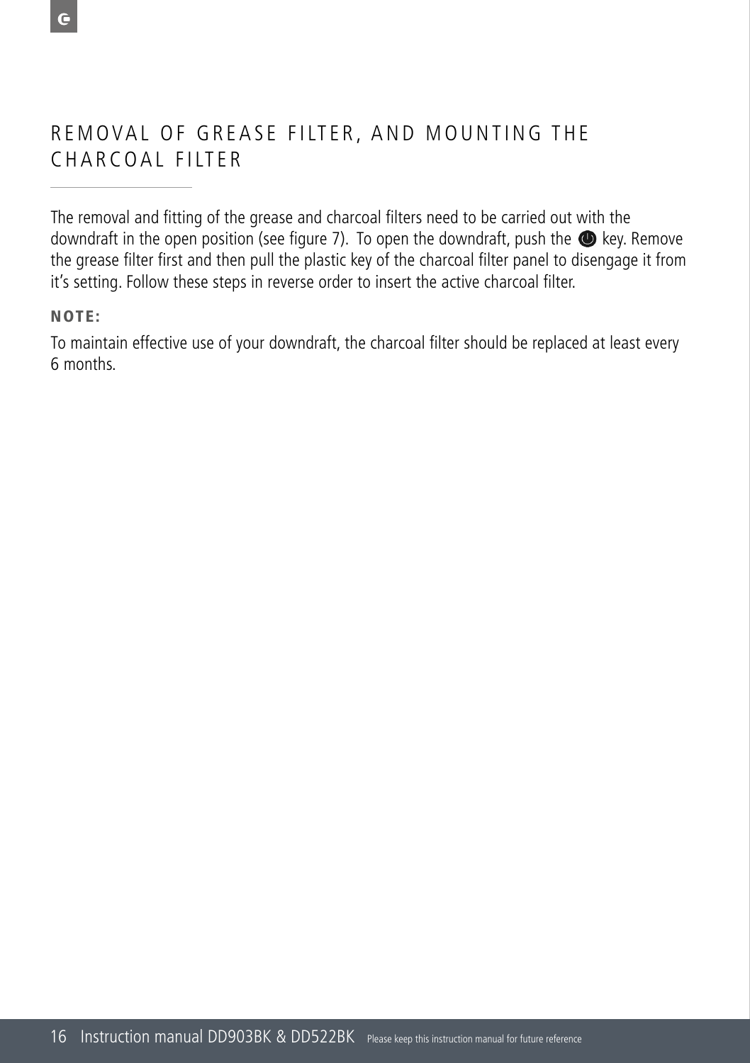# REMOVAL OF GREASE FILTER, AND MOUNTING THE CHARCOAL FILTER

The removal and fitting of the grease and charcoal filters need to be carried out with the downdraft in the open position (see figure 7). To open the downdraft, push the ⏻ key. Remove the grease filter first and then pull the plastic key of the charcoal filter panel to disengage it from it’s setting. Follow these steps in reverse order to insert the active charcoal filter.

**NOTE:**

To maintain effective use of your downdraft, the charcoal filter should be replaced at least every 6 months.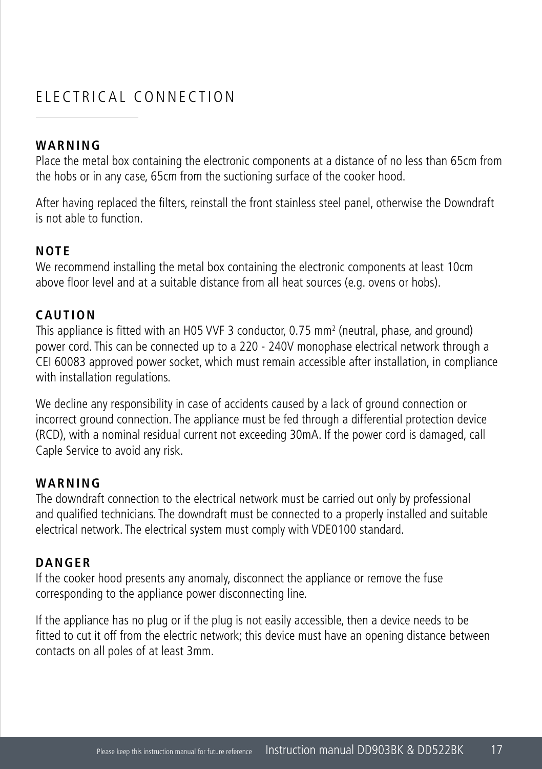# ELECTRICAL CONNECTION

**WARNING**
Place the metal box containing the electronic components at a distance of no less than 65cm from the hobs or in any case, 65cm from the suctioning surface of the cooker hood.

After having replaced the filters, reinstall the front stainless steel panel, otherwise the Downdraft is not able to function.

**NOTE**
We recommend installing the metal box containing the electronic components at least 10cm above floor level and at a suitable distance from all heat sources (e.g. ovens or hobs).

**CAUTION**
This appliance is fitted with an H05 VVF 3 conductor, 0.75 $mm^2$ (neutral, phase, and ground) power cord. This can be connected up to a 220 - 240V monophase electrical network through a CEI 60083 approved power socket, which must remain accessible after installation, in compliance with installation regulations.

We decline any responsibility in case of accidents caused by a lack of ground connection or incorrect ground connection. The appliance must be fed through a differential protection device (RCD), with a nominal residual current not exceeding 30mA. If the power cord is damaged, call Caple Service to avoid any risk.

**WARNING**
The downdraft connection to the electrical network must be carried out only by professional and qualified technicians. The downdraft must be connected to a properly installed and suitable electrical network. The electrical system must comply with VDE0100 standard.

**DANGER**
If the cooker hood presents any anomaly, disconnect the appliance or remove the fuse corresponding to the appliance power disconnecting line.

If the appliance has no plug or if the plug is not easily accessible, then a device needs to be fitted to cut it off from the electric network; this device must have an opening distance between contacts on all poles of at least 3mm.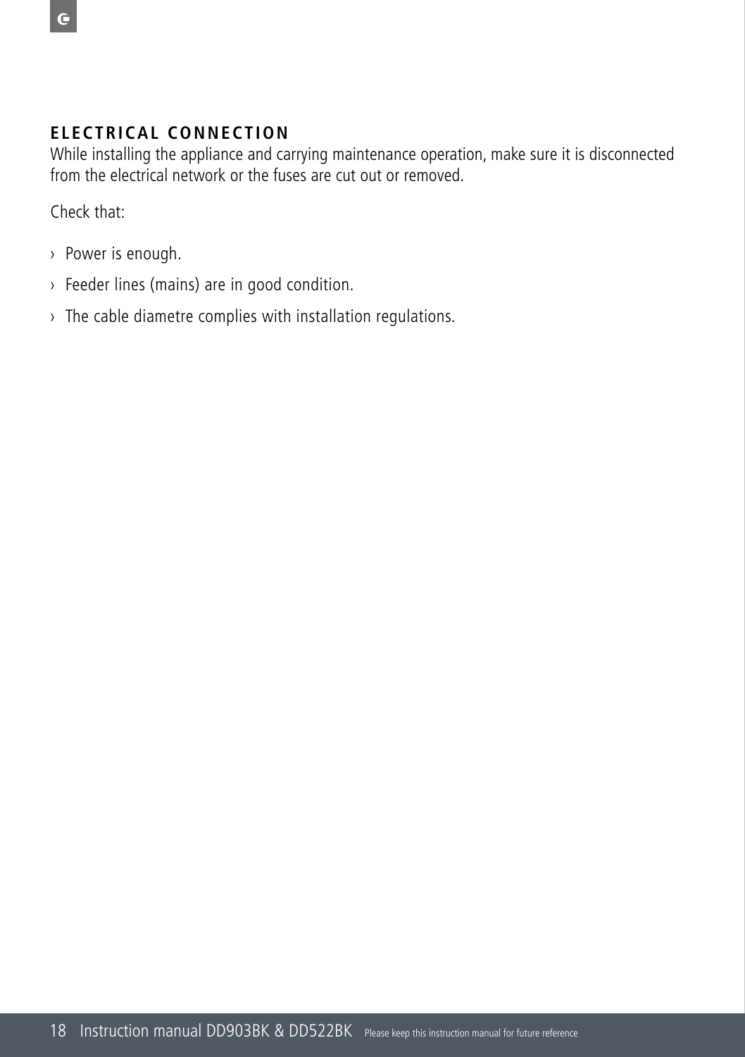## ELECTRICAL CONNECTION

While installing the appliance and carrying maintenance operation, make sure it is disconnected from the electrical network or the fuses are cut out or removed.

Check that:

- Power is enough.
- Feeder lines (mains) are in good condition.
- The cable diametre complies with installation regulations.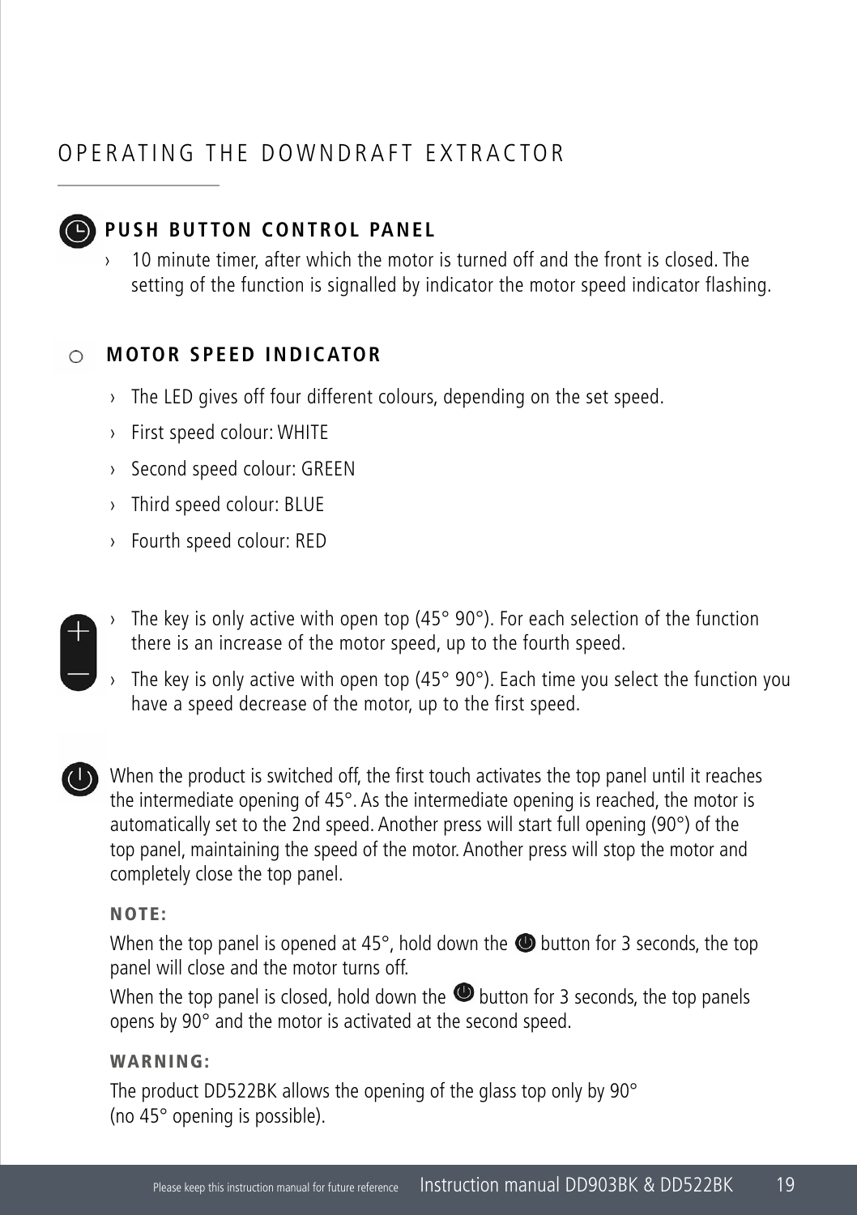# OPERATING THE DOWNDRAFT EXTRACTOR

## PUSH BUTTON CONTROL PANEL

› 10 minute timer, after which the motor is turned off and the front is closed. The setting of the function is signalled by indicator the motor speed indicator flashing.

## MOTOR SPEED INDICATOR

› The LED gives off four different colours, depending on the set speed.

› First speed colour: WHITE

› Second speed colour: GREEN

› Third speed colour: BLUE

› Fourth speed colour: RED

› The key is only active with open top (45° 90°). For each selection of the function there is an increase of the motor speed, up to the fourth speed.

› The key is only active with open top (45° 90°). Each time you select the function you have a speed decrease of the motor, up to the first speed.

When the product is switched off, the first touch activates the top panel until it reaches the intermediate opening of 45°. As the intermediate opening is reached, the motor is automatically set to the 2nd speed. Another press will start full opening (90°) of the top panel, maintaining the speed of the motor. Another press will stop the motor and completely close the top panel.

**NOTE:**

When the top panel is opened at 45°, hold down the button for 3 seconds, the top panel will close and the motor turns off.

When the top panel is closed, hold down the button for 3 seconds, the top panels opens by 90° and the motor is activated at the second speed.

**WARNING:**

The product DD522BK allows the opening of the glass top only by 90° (no 45° opening is possible).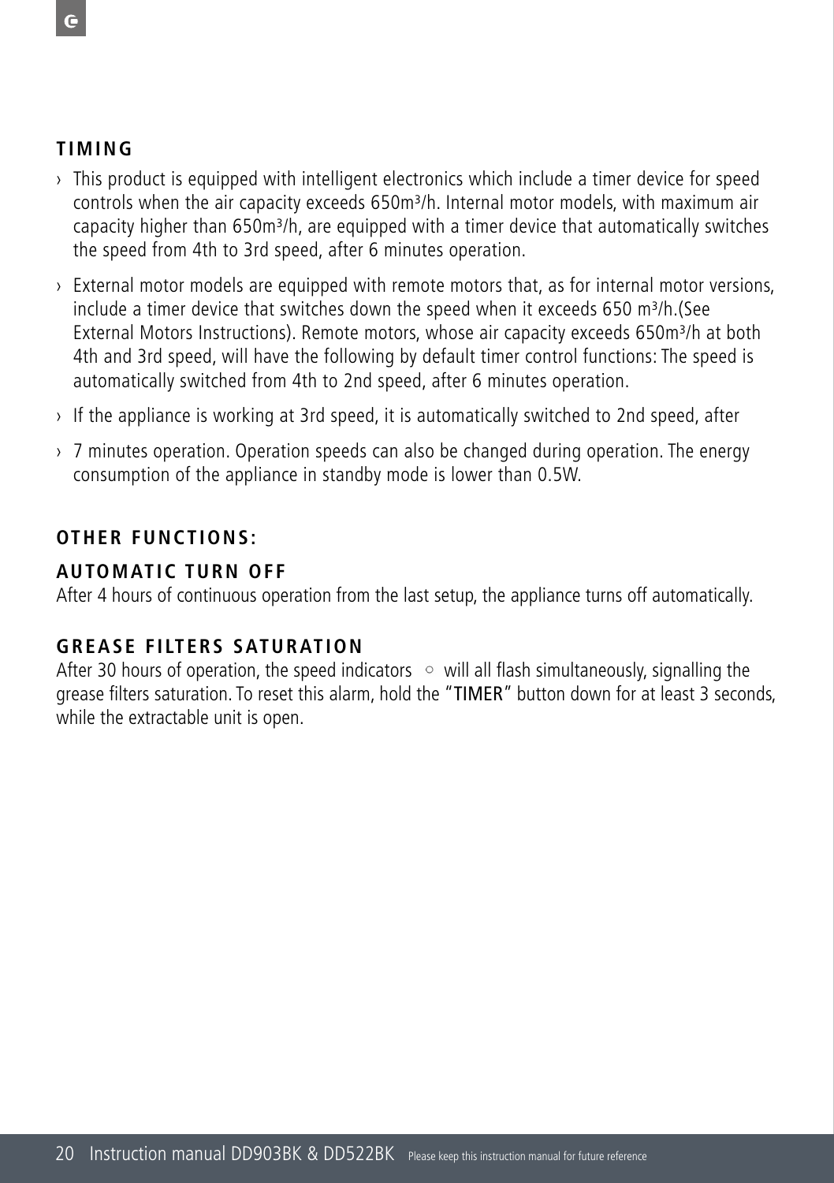## TIMING

- This product is equipped with intelligent electronics which include a timer device for speed controls when the air capacity exceeds 650m³/h. Internal motor models, with maximum air capacity higher than 650m³/h, are equipped with a timer device that automatically switches the speed from 4th to 3rd speed, after 6 minutes operation.
- External motor models are equipped with remote motors that, as for internal motor versions, include a timer device that switches down the speed when it exceeds 650 m³/h.(See External Motors Instructions). Remote motors, whose air capacity exceeds 650m³/h at both 4th and 3rd speed, will have the following by default timer control functions: The speed is automatically switched from 4th to 2nd speed, after 6 minutes operation.
- If the appliance is working at 3rd speed, it is automatically switched to 2nd speed, after
- 7 minutes operation. Operation speeds can also be changed during operation. The energy consumption of the appliance in standby mode is lower than 0.5W.

## OTHER FUNCTIONS:

### AUTOMATIC TURN OFF

After 4 hours of continuous operation from the last setup, the appliance turns off automatically.

### GREASE FILTERS SATURATION

After 30 hours of operation, the speed indicators ○ will all flash simultaneously, signalling the grease filters saturation. To reset this alarm, hold the "TIMER" button down for at least 3 seconds, while the extractable unit is open.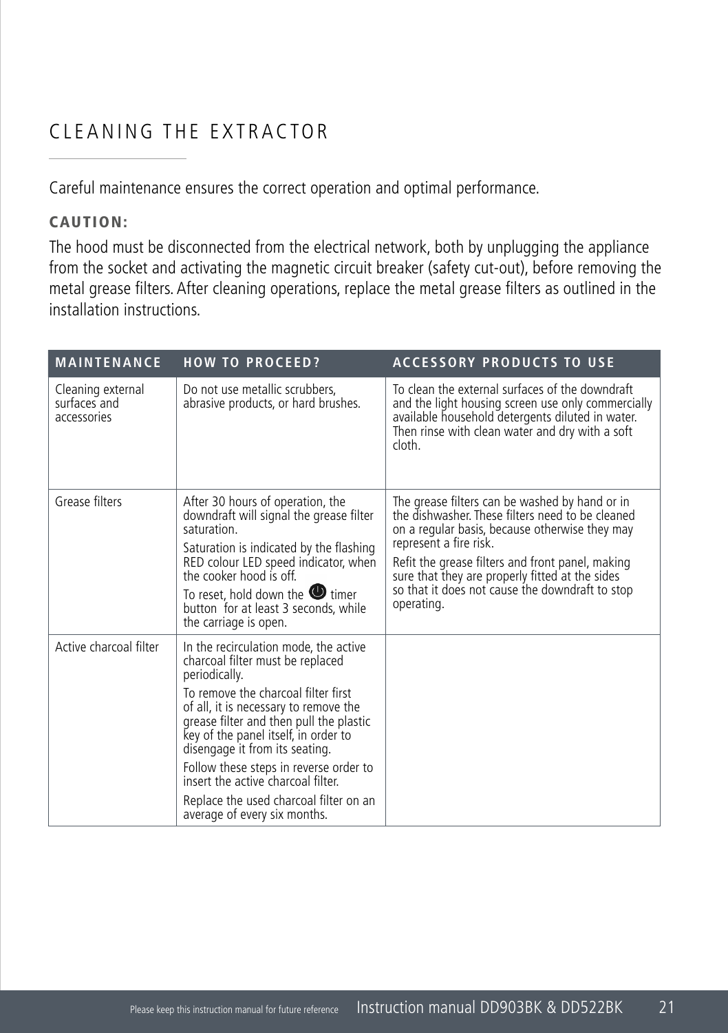# CLEANING THE EXTRACTOR

Careful maintenance ensures the correct operation and optimal performance.

**CAUTION:**

The hood must be disconnected from the electrical network, both by unplugging the appliance from the socket and activating the magnetic circuit breaker (safety cut-out), before removing the metal grease filters. After cleaning operations, replace the metal grease filters as outlined in the installation instructions.

| MAINTENANCE | HOW TO PROCEED? | ACCESSORY PRODUCTS TO USE |
| --- | --- | --- |
| Cleaning external surfaces and accessories | Do not use metallic scrubbers, abrasive products, or hard brushes. | To clean the external surfaces of the downdraft and the light housing screen use only commercially available household detergents diluted in water. Then rinse with clean water and dry with a soft cloth. |
| Grease filters | After 30 hours of operation, the downdraft will signal the grease filter saturation.<br><br>Saturation is indicated by the flashing RED colour LED speed indicator, when the cooker hood is off.<br><br>To reset, hold down the ⏻ timer button for at least 3 seconds, while the carriage is open. | The grease filters can be washed by hand or in the dishwasher. These filters need to be cleaned on a regular basis, because otherwise they may represent a fire risk.<br><br>Refit the grease filters and front panel, making sure that they are properly fitted at the sides so that it does not cause the downdraft to stop operating. |
| Active charcoal filter | In the recirculation mode, the active charcoal filter must be replaced periodically.<br><br>To remove the charcoal filter first of all, it is necessary to remove the grease filter and then pull the plastic key of the panel itself, in order to disengage it from its seating.<br><br>Follow these steps in reverse order to insert the active charcoal filter.<br><br>Replace the used charcoal filter on an average of every six months. | |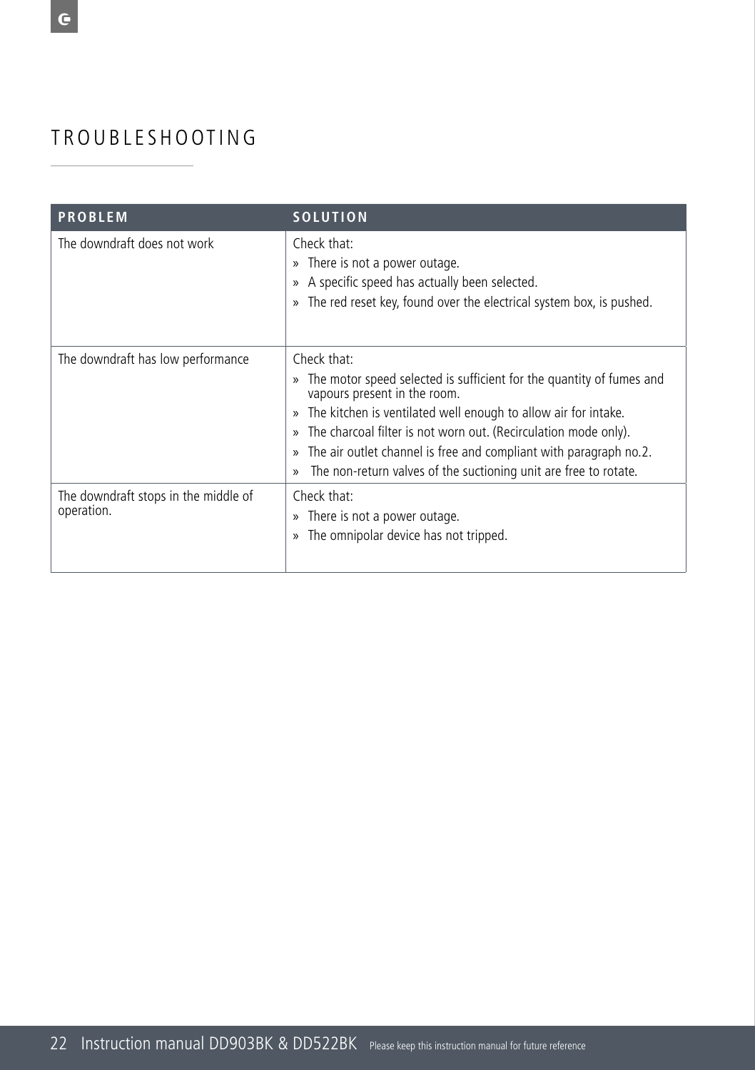# TROUBLESHOOTING

| PROBLEM | SOLUTION |
|---|---|
| The downdraft does not work | Check that:<br>» There is not a power outage.<br>» A specific speed has actually been selected.<br>» The red reset key, found over the electrical system box, is pushed. |
| The downdraft has low performance | Check that:<br>» The motor speed selected is sufficient for the quantity of fumes and vapours present in the room.<br>» The kitchen is ventilated well enough to allow air for intake.<br>» The charcoal filter is not worn out. (Recirculation mode only).<br>» The air outlet channel is free and compliant with paragraph no.2.<br>» The non-return valves of the suctioning unit are free to rotate. |
| The downdraft stops in the middle of operation. | Check that:<br>» There is not a power outage.<br>» The omnipolar device has not tripped. |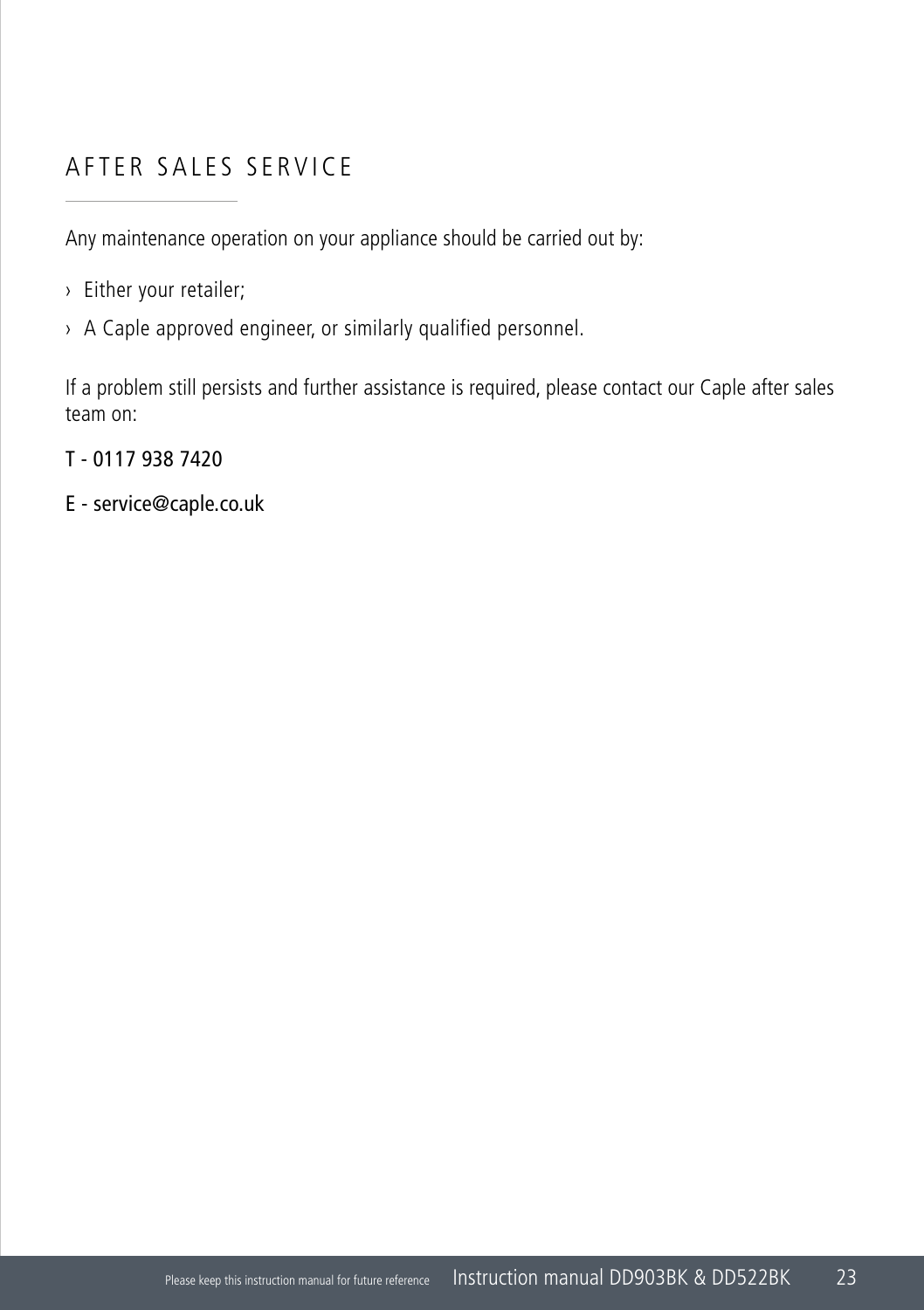## AFTER SALES SERVICE

Any maintenance operation on your appliance should be carried out by:

- Either your retailer;
- A Caple approved engineer, or similarly qualified personnel.

If a problem still persists and further assistance is required, please contact our Caple after sales team on:

T - 0117 938 7420

E - service@caple.co.uk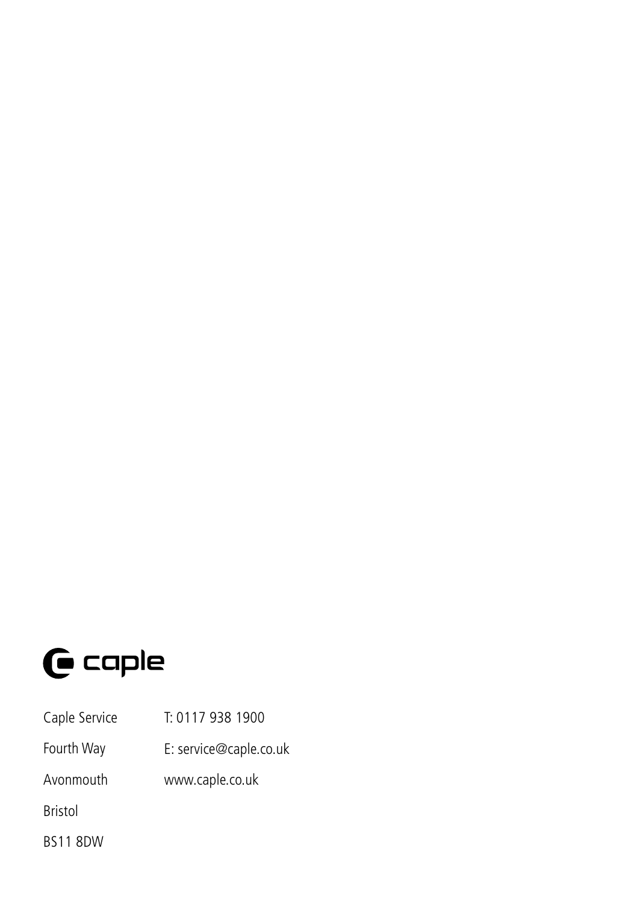caple

Caple Service

Fourth Way

Avonmouth

Bristol

BS11 8DW

T: 0117 938 1900

E: service@caple.co.uk

www.caple.co.uk